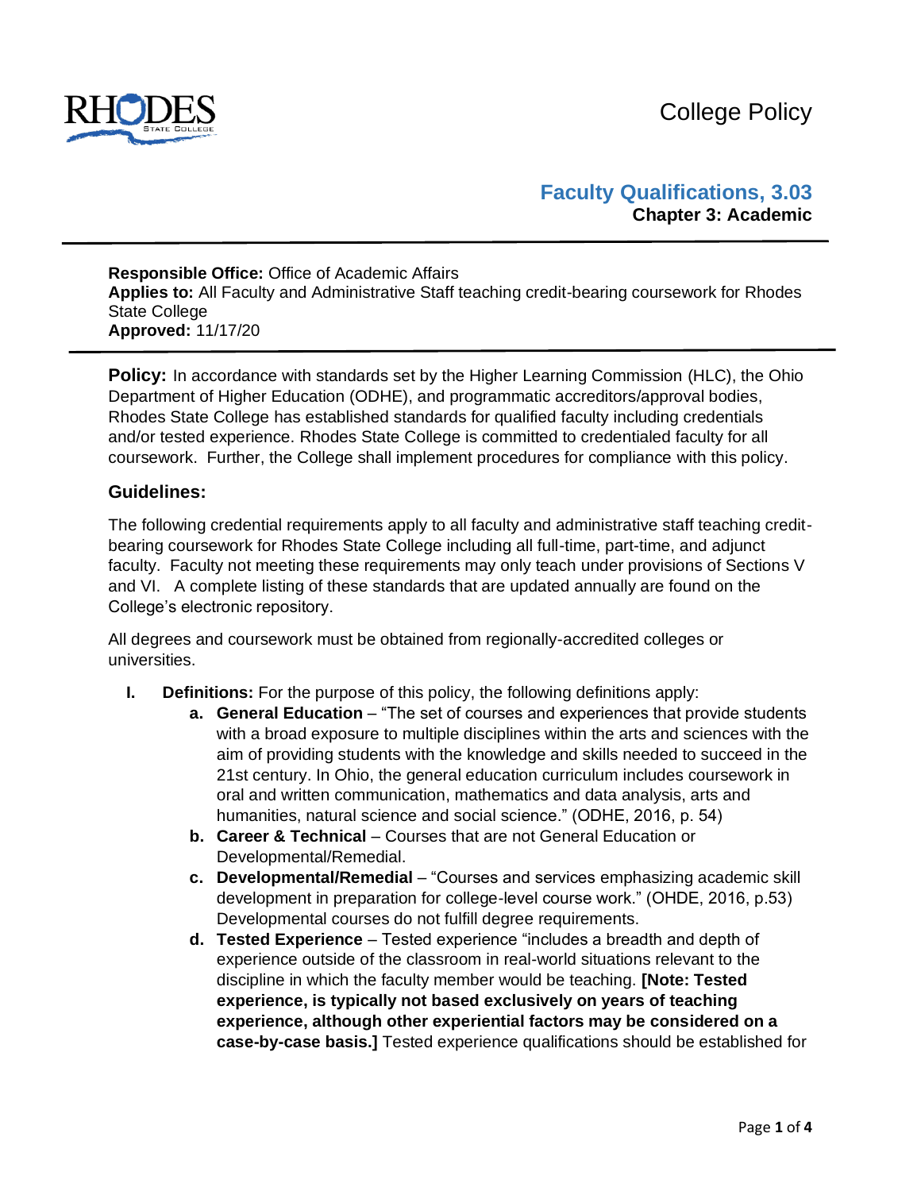College Policy

# Faculty Qualifications, 3.03

**Chapter 3: Academic**

---

**Responsible Office:** Office of Academic Affairs
**Applies to:** All Faculty and Administrative Staff teaching credit-bearing coursework for Rhodes State College
**Approved:** 11/17/20

---

**Policy:** In accordance with standards set by the Higher Learning Commission (HLC), the Ohio Department of Higher Education (ODHE), and programmatic accreditors/approval bodies, Rhodes State College has established standards for qualified faculty including credentials and/or tested experience. Rhodes State College is committed to credentialed faculty for all coursework. Further, the College shall implement procedures for compliance with this policy.

## Guidelines:

The following credential requirements apply to all faculty and administrative staff teaching credit-bearing coursework for Rhodes State College including all full-time, part-time, and adjunct faculty. Faculty not meeting these requirements may only teach under provisions of Sections V and VI. A complete listing of these standards that are updated annually are found on the College's electronic repository.

All degrees and coursework must be obtained from regionally-accredited colleges or universities.

**I. Definitions:** For the purpose of this policy, the following definitions apply:

- **a. General Education** – "The set of courses and experiences that provide students with a broad exposure to multiple disciplines within the arts and sciences with the aim of providing students with the knowledge and skills needed to succeed in the 21st century. In Ohio, the general education curriculum includes coursework in oral and written communication, mathematics and data analysis, arts and humanities, natural science and social science." (ODHE, 2016, p. 54)
- **b. Career & Technical** – Courses that are not General Education or Developmental/Remedial.
- **c. Developmental/Remedial** – "Courses and services emphasizing academic skill development in preparation for college-level course work." (OHDE, 2016, p.53) Developmental courses do not fulfill degree requirements.
- **d. Tested Experience** – Tested experience "includes a breadth and depth of experience outside of the classroom in real-world situations relevant to the discipline in which the faculty member would be teaching. **[Note: Tested experience, is typically not based exclusively on years of teaching experience, although other experiential factors may be considered on a case-by-case basis.]** Tested experience qualifications should be established for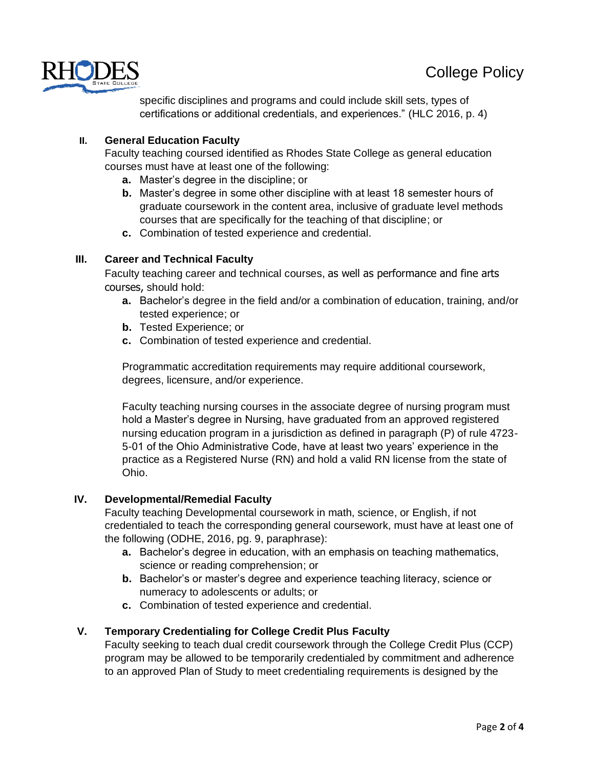specific disciplines and programs and could include skill sets, types of certifications or additional credentials, and experiences." (HLC 2016, p. 4)

## II. General Education Faculty

Faculty teaching coursed identified as Rhodes State College as general education courses must have at least one of the following:

- **a.** Master's degree in the discipline; or
- **b.** Master's degree in some other discipline with at least 18 semester hours of graduate coursework in the content area, inclusive of graduate level methods courses that are specifically for the teaching of that discipline; or
- **c.** Combination of tested experience and credential.

## III. Career and Technical Faculty

Faculty teaching career and technical courses, as well as performance and fine arts courses, should hold:

- **a.** Bachelor's degree in the field and/or a combination of education, training, and/or tested experience; or
- **b.** Tested Experience; or
- **c.** Combination of tested experience and credential.

Programmatic accreditation requirements may require additional coursework, degrees, licensure, and/or experience.

Faculty teaching nursing courses in the associate degree of nursing program must hold a Master's degree in Nursing, have graduated from an approved registered nursing education program in a jurisdiction as defined in paragraph (P) of rule 4723-5-01 of the Ohio Administrative Code, have at least two years' experience in the practice as a Registered Nurse (RN) and hold a valid RN license from the state of Ohio.

## IV. Developmental/Remedial Faculty

Faculty teaching Developmental coursework in math, science, or English, if not credentialed to teach the corresponding general coursework, must have at least one of the following (ODHE, 2016, pg. 9, paraphrase):

- **a.** Bachelor's degree in education, with an emphasis on teaching mathematics, science or reading comprehension; or
- **b.** Bachelor's or master's degree and experience teaching literacy, science or numeracy to adolescents or adults; or
- **c.** Combination of tested experience and credential.

## V. Temporary Credentialing for College Credit Plus Faculty

Faculty seeking to teach dual credit coursework through the College Credit Plus (CCP) program may be allowed to be temporarily credentialed by commitment and adherence to an approved Plan of Study to meet credentialing requirements is designed by the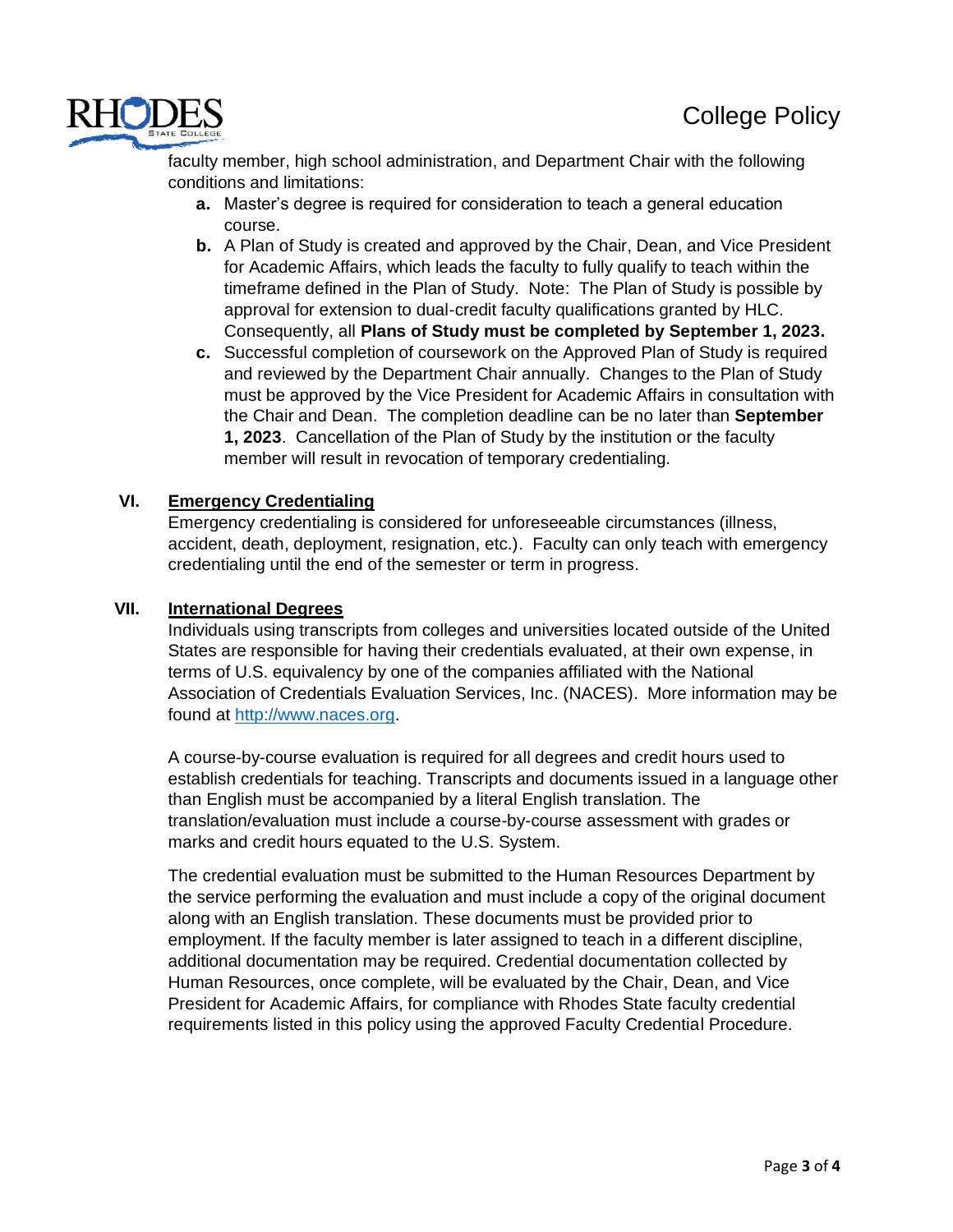faculty member, high school administration, and Department Chair with the following conditions and limitations:

- **a.** Master's degree is required for consideration to teach a general education course.
- **b.** A Plan of Study is created and approved by the Chair, Dean, and Vice President for Academic Affairs, which leads the faculty to fully qualify to teach within the timeframe defined in the Plan of Study. Note: The Plan of Study is possible by approval for extension to dual-credit faculty qualifications granted by HLC. Consequently, all **Plans of Study must be completed by September 1, 2023.**
- **c.** Successful completion of coursework on the Approved Plan of Study is required and reviewed by the Department Chair annually. Changes to the Plan of Study must be approved by the Vice President for Academic Affairs in consultation with the Chair and Dean. The completion deadline can be no later than **September 1, 2023**. Cancellation of the Plan of Study by the institution or the faculty member will result in revocation of temporary credentialing.

## VI. Emergency Credentialing

Emergency credentialing is considered for unforeseeable circumstances (illness, accident, death, deployment, resignation, etc.). Faculty can only teach with emergency credentialing until the end of the semester or term in progress.

## VII. International Degrees

Individuals using transcripts from colleges and universities located outside of the United States are responsible for having their credentials evaluated, at their own expense, in terms of U.S. equivalency by one of the companies affiliated with the National Association of Credentials Evaluation Services, Inc. (NACES). More information may be found at [http://www.naces.org](http://www.naces.org).

A course-by-course evaluation is required for all degrees and credit hours used to establish credentials for teaching. Transcripts and documents issued in a language other than English must be accompanied by a literal English translation. The translation/evaluation must include a course-by-course assessment with grades or marks and credit hours equated to the U.S. System.

The credential evaluation must be submitted to the Human Resources Department by the service performing the evaluation and must include a copy of the original document along with an English translation. These documents must be provided prior to employment. If the faculty member is later assigned to teach in a different discipline, additional documentation may be required. Credential documentation collected by Human Resources, once complete, will be evaluated by the Chair, Dean, and Vice President for Academic Affairs, for compliance with Rhodes State faculty credential requirements listed in this policy using the approved Faculty Credential Procedure.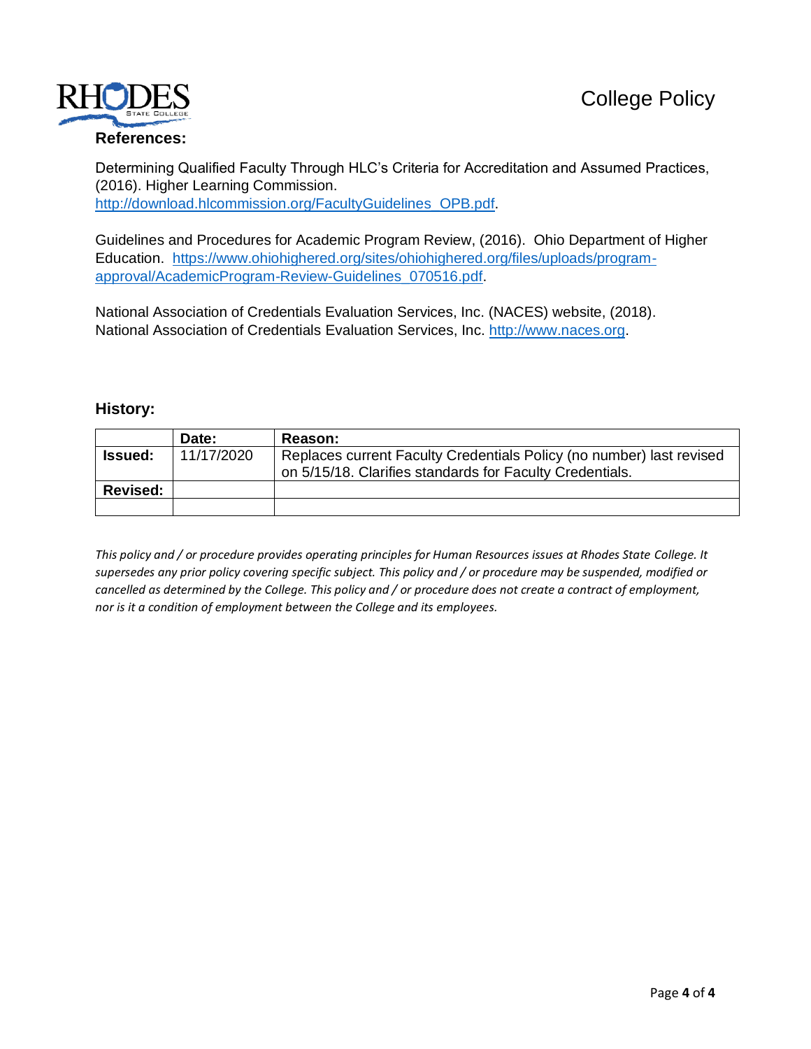## References:

Determining Qualified Faculty Through HLC's Criteria for Accreditation and Assumed Practices, (2016). Higher Learning Commission. http://download.hlcommission.org/FacultyGuidelines_OPB.pdf.

Guidelines and Procedures for Academic Program Review, (2016). Ohio Department of Higher Education. https://www.ohiohighered.org/sites/ohiohighered.org/files/uploads/program-approval/AcademicProgram-Review-Guidelines_070516.pdf.

National Association of Credentials Evaluation Services, Inc. (NACES) website, (2018). National Association of Credentials Evaluation Services, Inc. http://www.naces.org.

## History:

| | **Date:** | **Reason:** |
|---|---|---|
| **Issued:** | 11/17/2020 | Replaces current Faculty Credentials Policy (no number) last revised on 5/15/18. Clarifies standards for Faculty Credentials. |
| **Revised:** | | |
| | | |

*This policy and / or procedure provides operating principles for Human Resources issues at Rhodes State College. It supersedes any prior policy covering specific subject. This policy and / or procedure may be suspended, modified or cancelled as determined by the College. This policy and / or procedure does not create a contract of employment, nor is it a condition of employment between the College and its employees.*